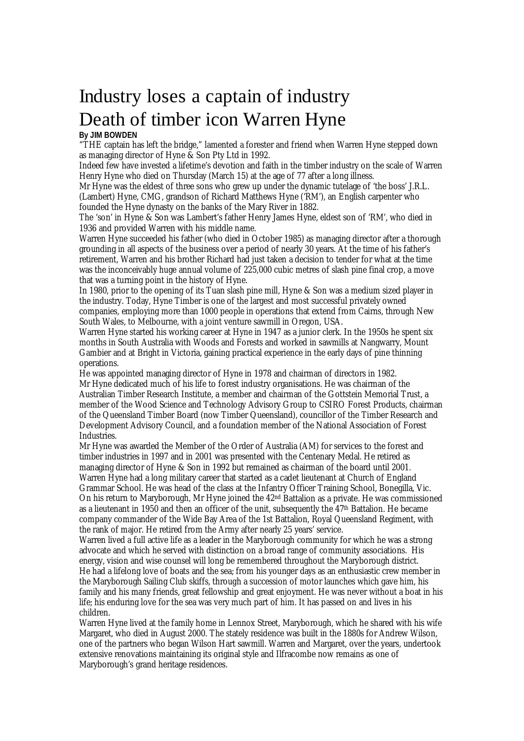# Industry loses a captain of industry
# Death of timber icon Warren Hyne

**By JIM BOWDEN**

"THE captain has left the bridge," lamented a forester and friend when Warren Hyne stepped down as managing director of Hyne & Son Pty Ltd in 1992.

Indeed few have invested a lifetime's devotion and faith in the timber industry on the scale of Warren Henry Hyne who died on Thursday (March 15) at the age of 77 after a long illness.

Mr Hyne was the eldest of three sons who grew up under the dynamic tutelage of 'the boss' J.R.L. (Lambert) Hyne, CMG, grandson of Richard Matthews Hyne ('RM'), an English carpenter who founded the Hyne dynasty on the banks of the Mary River in 1882.

The 'son' in Hyne & Son was Lambert's father Henry James Hyne, eldest son of 'RM', who died in 1936 and provided Warren with his middle name.

Warren Hyne succeeded his father (who died in October 1985) as managing director after a thorough grounding in all aspects of the business over a period of nearly 30 years. At the time of his father's retirement, Warren and his brother Richard had just taken a decision to tender for what at the time was the inconceivably huge annual volume of 225,000 cubic metres of slash pine final crop, a move that was a turning point in the history of Hyne.

In 1980, prior to the opening of its Tuan slash pine mill, Hyne & Son was a medium sized player in the industry. Today, Hyne Timber is one of the largest and most successful privately owned companies, employing more than 1000 people in operations that extend from Cairns, through New South Wales, to Melbourne, with a joint venture sawmill in Oregon, USA.

Warren Hyne started his working career at Hyne in 1947 as a junior clerk. In the 1950s he spent six months in South Australia with Woods and Forests and worked in sawmills at Nangwarry, Mount Gambier and at Bright in Victoria, gaining practical experience in the early days of pine thinning operations.

He was appointed managing director of Hyne in 1978 and chairman of directors in 1982.

Mr Hyne dedicated much of his life to forest industry organisations. He was chairman of the Australian Timber Research Institute, a member and chairman of the Gottstein Memorial Trust, a member of the Wood Science and Technology Advisory Group to CSIRO Forest Products, chairman of the Queensland Timber Board (now Timber Queensland), councillor of the Timber Research and Development Advisory Council, and a foundation member of the National Association of Forest Industries.

Mr Hyne was awarded the Member of the Order of Australia (AM) for services to the forest and timber industries in 1997 and in 2001 was presented with the Centenary Medal. He retired as managing director of Hyne & Son in 1992 but remained as chairman of the board until 2001.

Warren Hyne had a long military career that started as a cadet lieutenant at Church of England Grammar School. He was head of the class at the Infantry Officer Training School, Bonegilla, Vic. On his return to Maryborough, Mr Hyne joined the 42nd Battalion as a private. He was commissioned as a lieutenant in 1950 and then an officer of the unit, subsequently the 47th Battalion. He became company commander of the Wide Bay Area of the 1st Battalion, Royal Queensland Regiment, with the rank of major. He retired from the Army after nearly 25 years' service.

Warren lived a full active life as a leader in the Maryborough community for which he was a strong advocate and which he served with distinction on a broad range of community associations. His energy, vision and wise counsel will long be remembered throughout the Maryborough district.

He had a lifelong love of boats and the sea; from his younger days as an enthusiastic crew member in the Maryborough Sailing Club skiffs, through a succession of motor launches which gave him, his family and his many friends, great fellowship and great enjoyment. He was never without a boat in his life; his enduring love for the sea was very much part of him. It has passed on and lives in his children.

Warren Hyne lived at the family home in Lennox Street, Maryborough, which he shared with his wife Margaret, who died in August 2000. The stately residence was built in the 1880s for Andrew Wilson, one of the partners who began Wilson Hart sawmill. Warren and Margaret, over the years, undertook extensive renovations maintaining its original style and Ilfracombe now remains as one of Maryborough's grand heritage residences.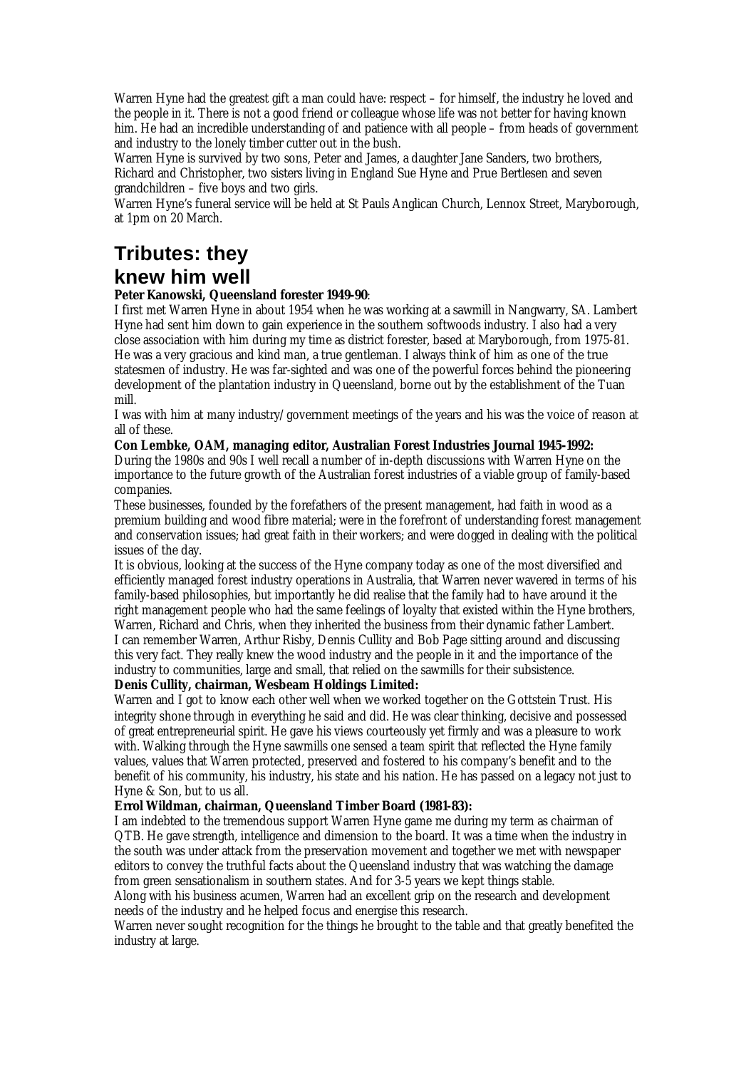Warren Hyne had the greatest gift a man could have: respect – for himself, the industry he loved and the people in it. There is not a good friend or colleague whose life was not better for having known him. He had an incredible understanding of and patience with all people – from heads of government and industry to the lonely timber cutter out in the bush.

Warren Hyne is survived by two sons, Peter and James, a daughter Jane Sanders, two brothers, Richard and Christopher, two sisters living in England Sue Hyne and Prue Bertlesen and seven grandchildren – five boys and two girls.

Warren Hyne's funeral service will be held at St Pauls Anglican Church, Lennox Street, Maryborough, at 1pm on 20 March.

## Tributes: they knew him well

**Peter Kanowski, Queensland forester 1949-90**:

I first met Warren Hyne in about 1954 when he was working at a sawmill in Nangwarry, SA. Lambert Hyne had sent him down to gain experience in the southern softwoods industry. I also had a very close association with him during my time as district forester, based at Maryborough, from 1975-81. He was a very gracious and kind man, a true gentleman. I always think of him as one of the true statesmen of industry. He was far-sighted and was one of the powerful forces behind the pioneering development of the plantation industry in Queensland, borne out by the establishment of the Tuan mill.

I was with him at many industry/government meetings of the years and his was the voice of reason at all of these.

**Con Lembke, OAM, managing editor, Australian Forest Industries Journal 1945-1992:**

During the 1980s and 90s I well recall a number of in-depth discussions with Warren Hyne on the importance to the future growth of the Australian forest industries of a viable group of family-based companies.

These businesses, founded by the forefathers of the present management, had faith in wood as a premium building and wood fibre material; were in the forefront of understanding forest management and conservation issues; had great faith in their workers; and were dogged in dealing with the political issues of the day.

It is obvious, looking at the success of the Hyne company today as one of the most diversified and efficiently managed forest industry operations in Australia, that Warren never wavered in terms of his family-based philosophies, but importantly he did realise that the family had to have around it the right management people who had the same feelings of loyalty that existed within the Hyne brothers, Warren, Richard and Chris, when they inherited the business from their dynamic father Lambert.

I can remember Warren, Arthur Risby, Dennis Cullity and Bob Page sitting around and discussing this very fact. They really knew the wood industry and the people in it and the importance of the industry to communities, large and small, that relied on the sawmills for their subsistence.

**Denis Cullity, chairman, Wesbeam Holdings Limited:**

Warren and I got to know each other well when we worked together on the Gottstein Trust. His integrity shone through in everything he said and did. He was clear thinking, decisive and possessed of great entrepreneurial spirit. He gave his views courteously yet firmly and was a pleasure to work with. Walking through the Hyne sawmills one sensed a team spirit that reflected the Hyne family values, values that Warren protected, preserved and fostered to his company's benefit and to the benefit of his community, his industry, his state and his nation. He has passed on a legacy not just to Hyne & Son, but to us all.

**Errol Wildman, chairman, Queensland Timber Board (1981-83):**

I am indebted to the tremendous support Warren Hyne game me during my term as chairman of QTB. He gave strength, intelligence and dimension to the board. It was a time when the industry in the south was under attack from the preservation movement and together we met with newspaper editors to convey the truthful facts about the Queensland industry that was watching the damage from green sensationalism in southern states. And for 3-5 years we kept things stable.

Along with his business acumen, Warren had an excellent grip on the research and development needs of the industry and he helped focus and energise this research.

Warren never sought recognition for the things he brought to the table and that greatly benefited the industry at large.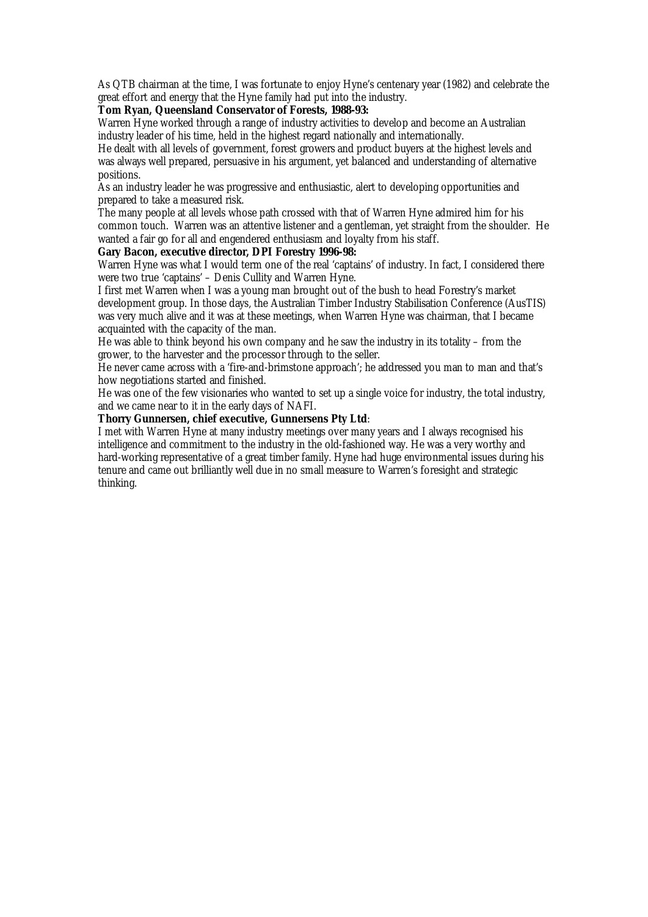As QTB chairman at the time, I was fortunate to enjoy Hyne's centenary year (1982) and celebrate the great effort and energy that the Hyne family had put into the industry.

**Tom Ryan, Queensland Conservator of Forests, 1988-93:**

Warren Hyne worked through a range of industry activities to develop and become an Australian industry leader of his time, held in the highest regard nationally and internationally.

He dealt with all levels of government, forest growers and product buyers at the highest levels and was always well prepared, persuasive in his argument, yet balanced and understanding of alternative positions.

As an industry leader he was progressive and enthusiastic, alert to developing opportunities and prepared to take a measured risk.

The many people at all levels whose path crossed with that of Warren Hyne admired him for his common touch. Warren was an attentive listener and a gentleman, yet straight from the shoulder. He wanted a fair go for all and engendered enthusiasm and loyalty from his staff.

**Gary Bacon, executive director, DPI Forestry 1996-98:**

Warren Hyne was what I would term one of the real 'captains' of industry. In fact, I considered there were two true 'captains' – Denis Cullity and Warren Hyne.

I first met Warren when I was a young man brought out of the bush to head Forestry's market development group. In those days, the Australian Timber Industry Stabilisation Conference (AusTIS) was very much alive and it was at these meetings, when Warren Hyne was chairman, that I became acquainted with the capacity of the man.

He was able to think beyond his own company and he saw the industry in its totality – from the grower, to the harvester and the processor through to the seller.

He never came across with a 'fire-and-brimstone approach'; he addressed you man to man and that's how negotiations started and finished.

He was one of the few visionaries who wanted to set up a single voice for industry, the total industry, and we came near to it in the early days of NAFI.

**Thorry Gunnersen, chief executive, Gunnersens Pty Ltd**:

I met with Warren Hyne at many industry meetings over many years and I always recognised his intelligence and commitment to the industry in the old-fashioned way. He was a very worthy and hard-working representative of a great timber family. Hyne had huge environmental issues during his tenure and came out brilliantly well due in no small measure to Warren's foresight and strategic thinking.